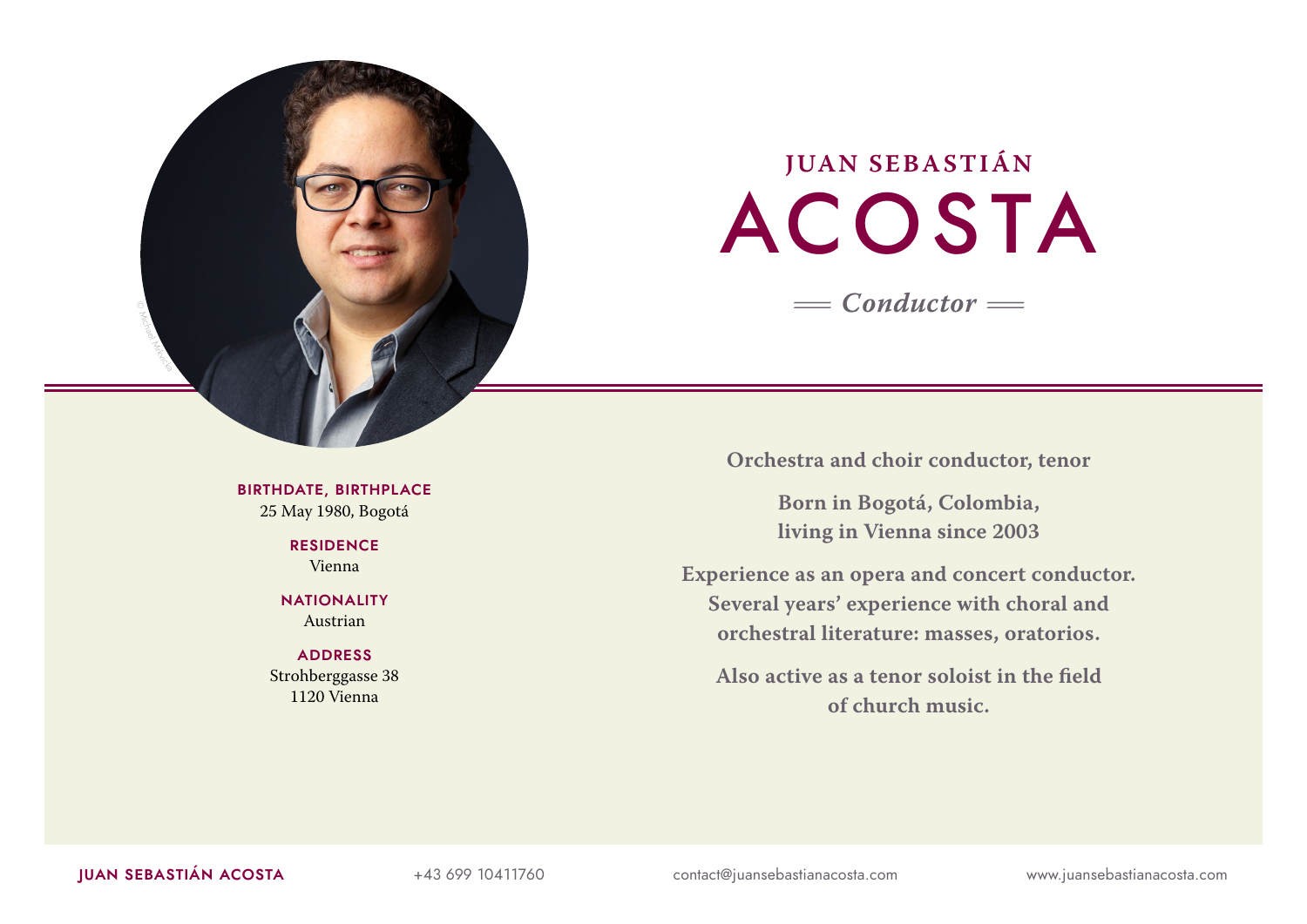# JUAN SEBASTIÁN ACOSTA

*Conductor*

**BIRTHDATE, BIRTHPLACE**
25 May 1980, Bogotá

**RESIDENCE**
Vienna

**NATIONALITY**
Austrian

**ADDRESS**
Strohberggasse 38
1120 Vienna

**Orchestra and choir conductor, tenor**

**Born in Bogotá, Colombia, living in Vienna since 2003**

**Experience as an opera and concert conductor. Several years' experience with choral and orchestral literature: masses, oratorios.**

**Also active as a tenor soloist in the field of church music.**

JUAN SEBASTIÁN ACOSTA | +43 699 10411760 | contact@juansebastianacosta.com | www.juansebastianacosta.com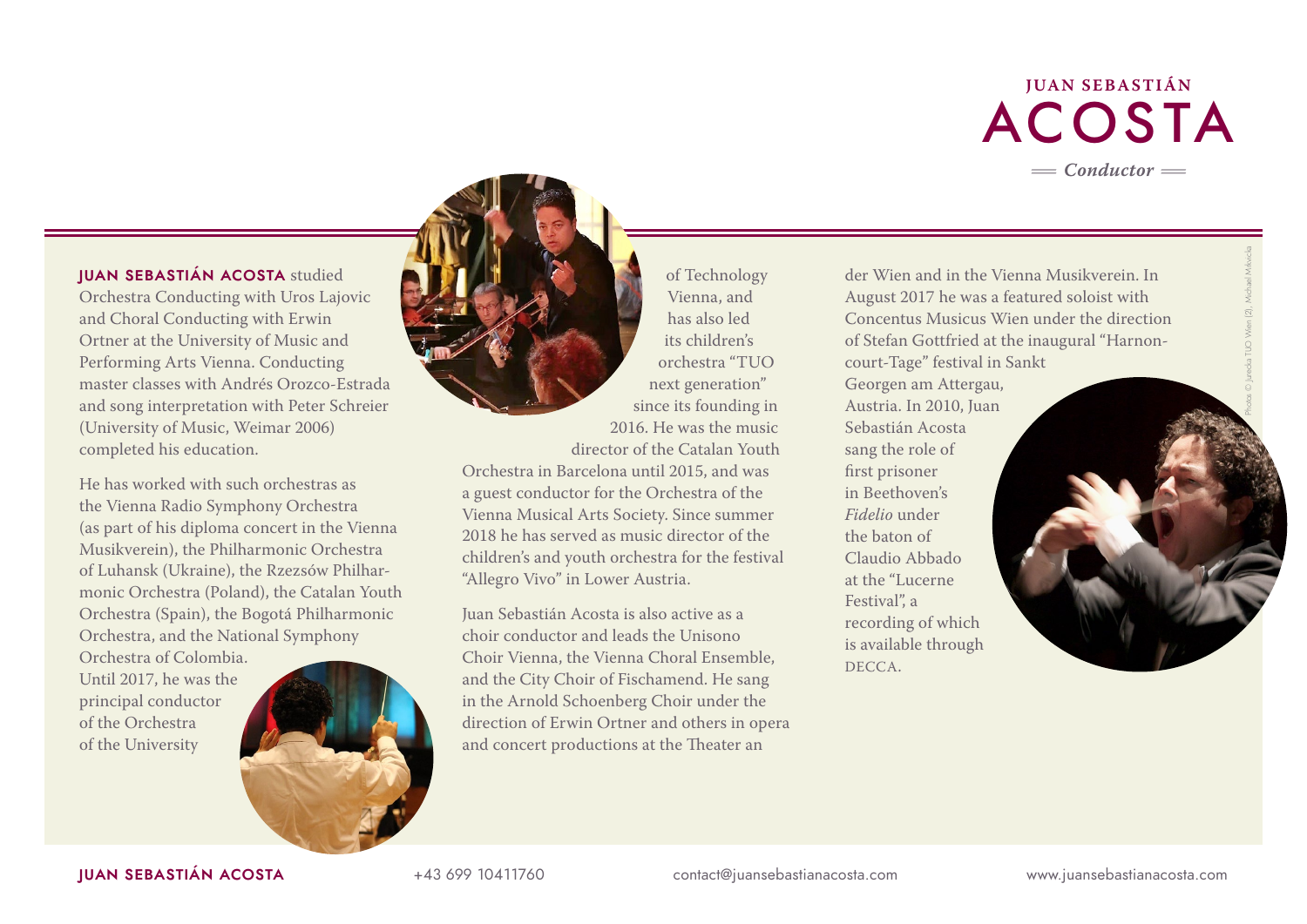# JUAN SEBASTIÁN ACOSTA

*Conductor*

**JUAN SEBASTIÁN ACOSTA** studied Orchestra Conducting with Uros Lajovic and Choral Conducting with Erwin Ortner at the University of Music and Performing Arts Vienna. Conducting master classes with Andrés Orozco-Estrada and song interpretation with Peter Schreier (University of Music, Weimar 2006) completed his education.

He has worked with such orchestras as the Vienna Radio Symphony Orchestra (as part of his diploma concert in the Vienna Musikverein), the Philharmonic Orchestra of Luhansk (Ukraine), the Rzezsów Philharmonic Orchestra (Poland), the Catalan Youth Orchestra (Spain), the Bogotá Philharmonic Orchestra, and the National Symphony Orchestra of Colombia. Until 2017, he was the principal conductor of the Orchestra of the University of Technology Vienna, and has also led its children's orchestra "TUO next generation" since its founding in 2016. He was the music director of the Catalan Youth Orchestra in Barcelona until 2015, and was a guest conductor for the Orchestra of the Vienna Musical Arts Society. Since summer 2018 he has served as music director of the children's and youth orchestra for the festival "Allegro Vivo" in Lower Austria.

Juan Sebastián Acosta is also active as a choir conductor and leads the Unisono Choir Vienna, the Vienna Choral Ensemble, and the City Choir of Fischamend. He sang in the Arnold Schoenberg Choir under the direction of Erwin Ortner and others in opera and concert productions at the Theater an der Wien and in the Vienna Musikverein. In August 2017 he was a featured soloist with Concentus Musicus Wien under the direction of Stefan Gottfried at the inaugural "Harnoncourt-Tage" festival in Sankt Georgen am Attergau, Austria. In 2010, Juan Sebastián Acosta sang the role of first prisoner in Beethoven's *Fidelio* under the baton of Claudio Abbado at the "Lucerne Festival", a recording of which is available through DECCA.

Photos: © Jurecka TUO Wien (2), Michael Mitrovicka

JUAN SEBASTIÁN ACOSTA +43 699 10411760 contact@juansebastianacosta.com www.juansebastianacosta.com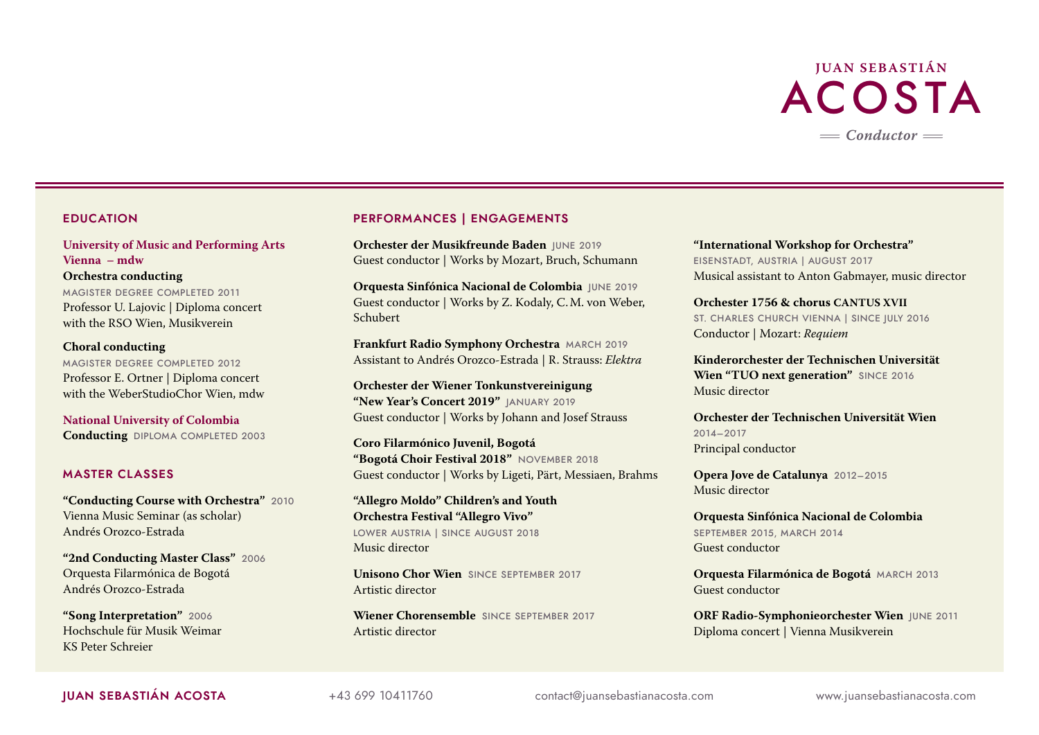# JUAN SEBASTIÁN ACOSTA

*Conductor*

## EDUCATION

**University of Music and Performing Arts Vienna – mdw**

**Orchestra conducting**
MAGISTER DEGREE COMPLETED 2011
Professor U. Lajovic | Diploma concert with the RSO Wien, Musikverein

**Choral conducting**
MAGISTER DEGREE COMPLETED 2012
Professor E. Ortner | Diploma concert with the WeberStudioChor Wien, mdw

**National University of Colombia**
**Conducting** DIPLOMA COMPLETED 2003

## MASTER CLASSES

**"Conducting Course with Orchestra"** 2010
Vienna Music Seminar (as scholar)
Andrés Orozco-Estrada

**"2nd Conducting Master Class"** 2006
Orquesta Filarmónica de Bogotá
Andrés Orozco-Estrada

**"Song Interpretation"** 2006
Hochschule für Musik Weimar
KS Peter Schreier

## PERFORMANCES | ENGAGEMENTS

**Orchester der Musikfreunde Baden** JUNE 2019
Guest conductor | Works by Mozart, Bruch, Schumann

**Orquesta Sinfónica Nacional de Colombia** JUNE 2019
Guest conductor | Works by Z. Kodaly, C. M. von Weber, Schubert

**Frankfurt Radio Symphony Orchestra** MARCH 2019
Assistant to Andrés Orozco-Estrada | R. Strauss: *Elektra*

**Orchester der Wiener Tonkunstvereinigung "New Year's Concert 2019"** JANUARY 2019
Guest conductor | Works by Johann and Josef Strauss

**Coro Filarmónico Juvenil, Bogotá "Bogotá Choir Festival 2018"** NOVEMBER 2018
Guest conductor | Works by Ligeti, Pärt, Messiaen, Brahms

**"Allegro Moldo" Children's and Youth Orchestra Festival "Allegro Vivo"**
LOWER AUSTRIA | SINCE AUGUST 2018
Music director

**Unisono Chor Wien** SINCE SEPTEMBER 2017
Artistic director

**Wiener Chorensemble** SINCE SEPTEMBER 2017
Artistic director

**"International Workshop for Orchestra"**
EISENSTADT, AUSTRIA | AUGUST 2017
Musical assistant to Anton Gabmayer, music director

**Orchester 1756 & chorus CANTUS XVII**
ST. CHARLES CHURCH VIENNA | SINCE JULY 2016
Conductor | Mozart: *Requiem*

**Kinderorchester der Technischen Universität Wien "TUO next generation"** SINCE 2016
Music director

**Orchester der Technischen Universität Wien**
2014–2017
Principal conductor

**Opera Jove de Catalunya** 2012–2015
Music director

**Orquesta Sinfónica Nacional de Colombia**
SEPTEMBER 2015, MARCH 2014
Guest conductor

**Orquesta Filarmónica de Bogotá** MARCH 2013
Guest conductor

**ORF Radio-Symphonieorchester Wien** JUNE 2011
Diploma concert | Vienna Musikverein

JUAN SEBASTIÁN ACOSTA | +43 699 10411760 | contact@juansebastianacosta.com | www.juansebastianacosta.com